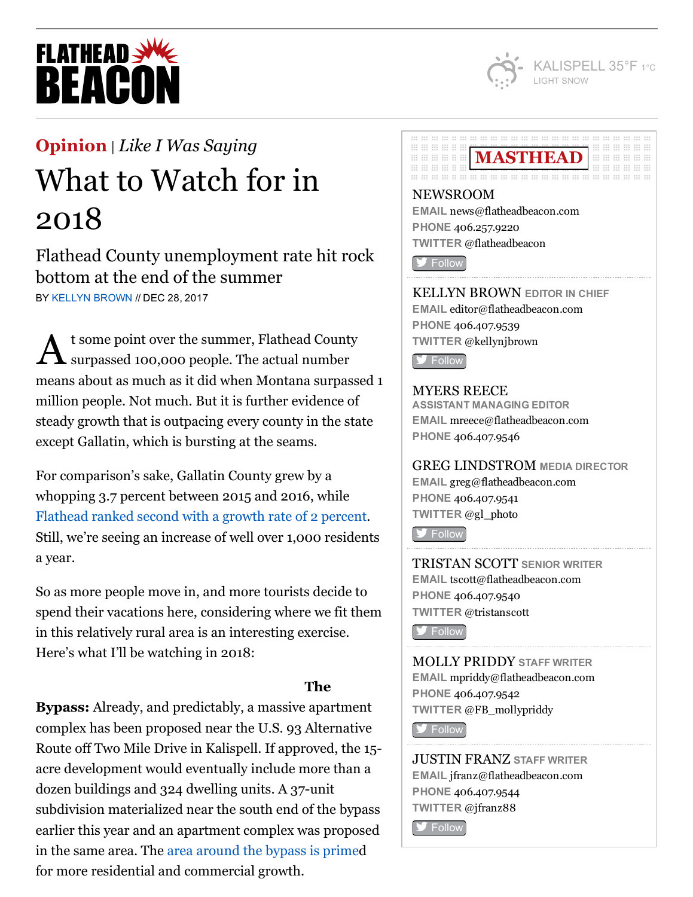# FLATHEAD BEACON

KALISPELL 35°F 1°C
LIGHT SNOW

**Opinion** | *Like I Was Saying*

# What to Watch for in 2018

## Flathead County unemployment rate hit rock bottom at the end of the summer

BY KELLYN BROWN // DEC 28, 2017

At some point over the summer, Flathead County surpassed 100,000 people. The actual number means about as much as it did when Montana surpassed 1 million people. Not much. But it is further evidence of steady growth that is outpacing every county in the state except Gallatin, which is bursting at the seams.

For comparison's sake, Gallatin County grew by a whopping 3.7 percent between 2015 and 2016, while Flathead ranked second with a growth rate of 2 percent. Still, we're seeing an increase of well over 1,000 residents a year.

So as more people move in, and more tourists decide to spend their vacations here, considering where we fit them in this relatively rural area is an interesting exercise. Here's what I'll be watching in 2018:

**The Bypass:** Already, and predictably, a massive apartment complex has been proposed near the U.S. 93 Alternative Route off Two Mile Drive in Kalispell. If approved, the 15-acre development would eventually include more than a dozen buildings and 324 dwelling units. A 37-unit subdivision materialized near the south end of the bypass earlier this year and an apartment complex was proposed in the same area. The area around the bypass is primed for more residential and commercial growth.

## MASTHEAD

**NEWSROOM**
EMAIL news@flatheadbeacon.com
PHONE 406.257.9220
TWITTER @flatheadbeacon
Follow

**KELLYN BROWN** EDITOR IN CHIEF
EMAIL editor@flatheadbeacon.com
PHONE 406.407.9539
TWITTER @kellynjbrown
Follow

**MYERS REECE** ASSISTANT MANAGING EDITOR
EMAIL mreece@flatheadbeacon.com
PHONE 406.407.9546

**GREG LINDSTROM** MEDIA DIRECTOR
EMAIL greg@flatheadbeacon.com
PHONE 406.407.9541
TWITTER @gl_photo
Follow

**TRISTAN SCOTT** SENIOR WRITER
EMAIL tscott@flatheadbeacon.com
PHONE 406.407.9540
TWITTER @tristanscott
Follow

**MOLLY PRIDDY** STAFF WRITER
EMAIL mpriddy@flatheadbeacon.com
PHONE 406.407.9542
TWITTER @FB_mollypriddy
Follow

**JUSTIN FRANZ** STAFF WRITER
EMAIL jfranz@flatheadbeacon.com
PHONE 406.407.9544
TWITTER @jfranz88
Follow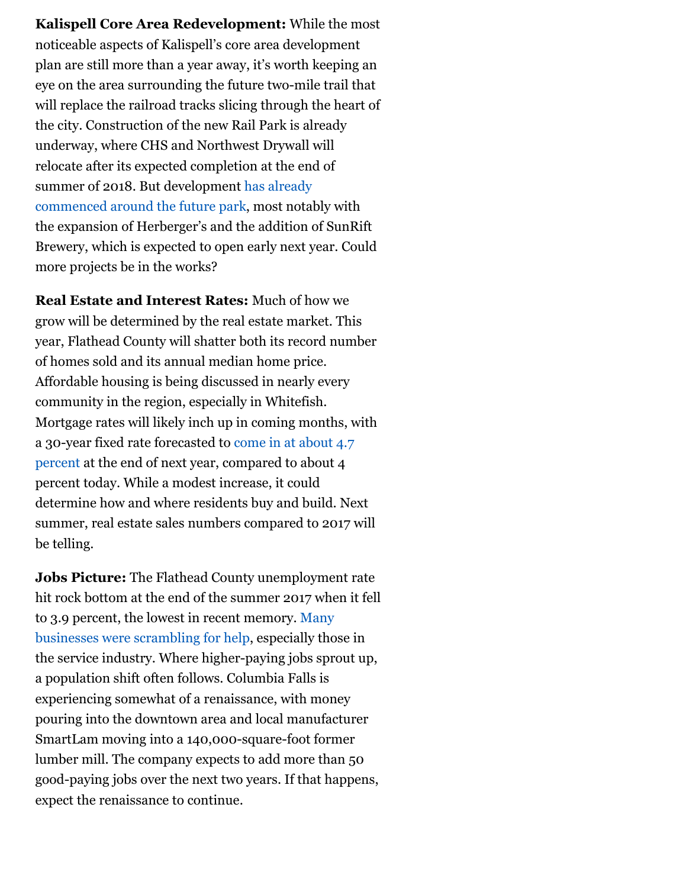**Kalispell Core Area Redevelopment:** While the most noticeable aspects of Kalispell's core area development plan are still more than a year away, it's worth keeping an eye on the area surrounding the future two-mile trail that will replace the railroad tracks slicing through the heart of the city. Construction of the new Rail Park is already underway, where CHS and Northwest Drywall will relocate after its expected completion at the end of summer of 2018. But development has already commenced around the future park, most notably with the expansion of Herberger's and the addition of SunRift Brewery, which is expected to open early next year. Could more projects be in the works?

**Real Estate and Interest Rates:** Much of how we grow will be determined by the real estate market. This year, Flathead County will shatter both its record number of homes sold and its annual median home price. Affordable housing is being discussed in nearly every community in the region, especially in Whitefish. Mortgage rates will likely inch up in coming months, with a 30-year fixed rate forecasted to come in at about 4.7 percent at the end of next year, compared to about 4 percent today. While a modest increase, it could determine how and where residents buy and build. Next summer, real estate sales numbers compared to 2017 will be telling.

**Jobs Picture:** The Flathead County unemployment rate hit rock bottom at the end of the summer 2017 when it fell to 3.9 percent, the lowest in recent memory. Many businesses were scrambling for help, especially those in the service industry. Where higher-paying jobs sprout up, a population shift often follows. Columbia Falls is experiencing somewhat of a renaissance, with money pouring into the downtown area and local manufacturer SmartLam moving into a 140,000-square-foot former lumber mill. The company expects to add more than 50 good-paying jobs over the next two years. If that happens, expect the renaissance to continue.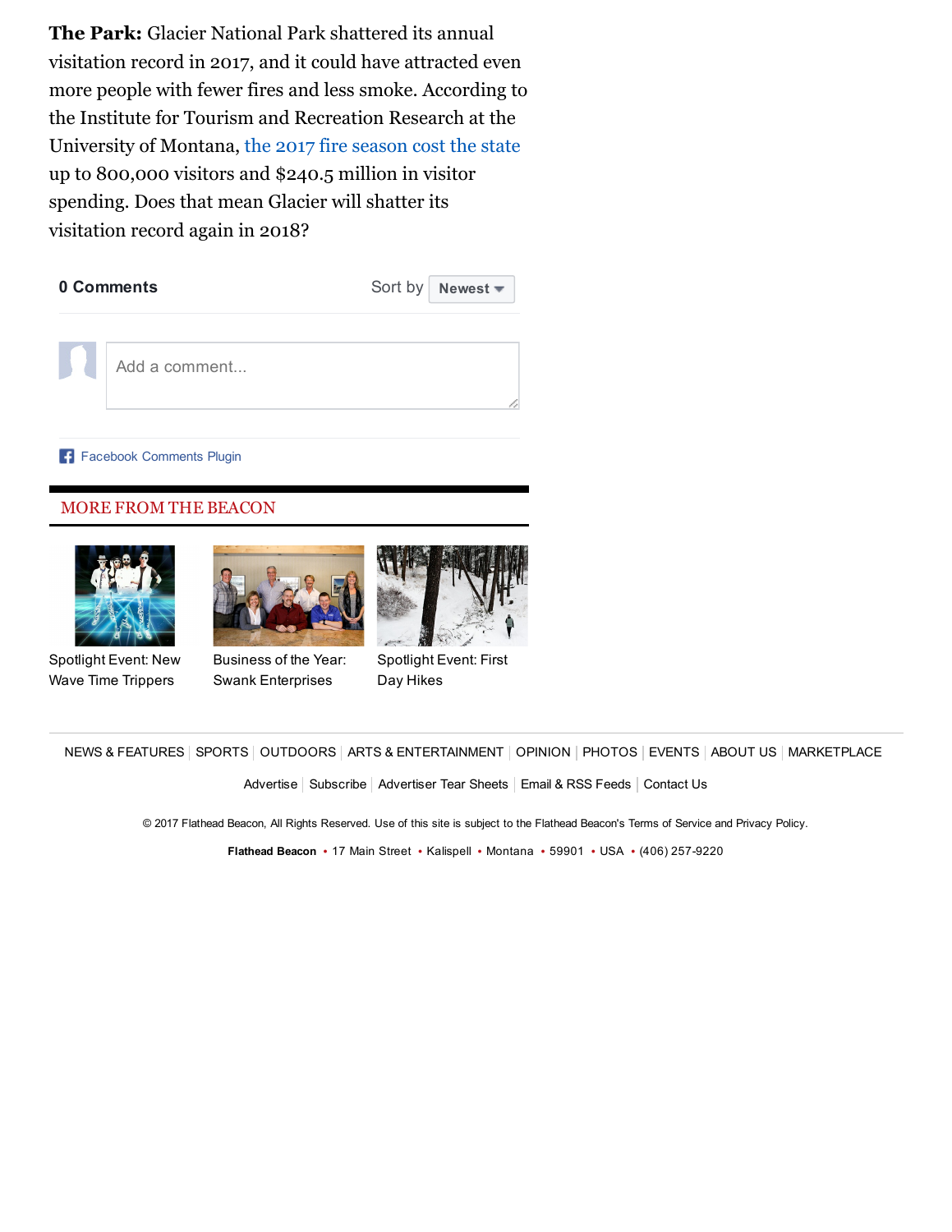**The Park:** Glacier National Park shattered its annual visitation record in 2017, and it could have attracted even more people with fewer fires and less smoke. According to the Institute for Tourism and Recreation Research at the University of Montana, the 2017 fire season cost the state up to 800,000 visitors and $240.5 million in visitor spending. Does that mean Glacier will shatter its visitation record again in 2018?

0 Comments

Sort by Newest

Add a comment...

Facebook Comments Plugin

## MORE FROM THE BEACON

Spotlight Event: New Wave Time Trippers

Business of the Year: Swank Enterprises

Spotlight Event: First Day Hikes

NEWS & FEATURES | SPORTS | OUTDOORS | ARTS & ENTERTAINMENT | OPINION | PHOTOS | EVENTS | ABOUT US | MARKETPLACE

Advertise | Subscribe | Advertiser Tear Sheets | Email & RSS Feeds | Contact Us

© 2017 Flathead Beacon, All Rights Reserved. Use of this site is subject to the Flathead Beacon's Terms of Service and Privacy Policy.

**Flathead Beacon** • 17 Main Street • Kalispell • Montana • 59901 • USA • (406) 257-9220